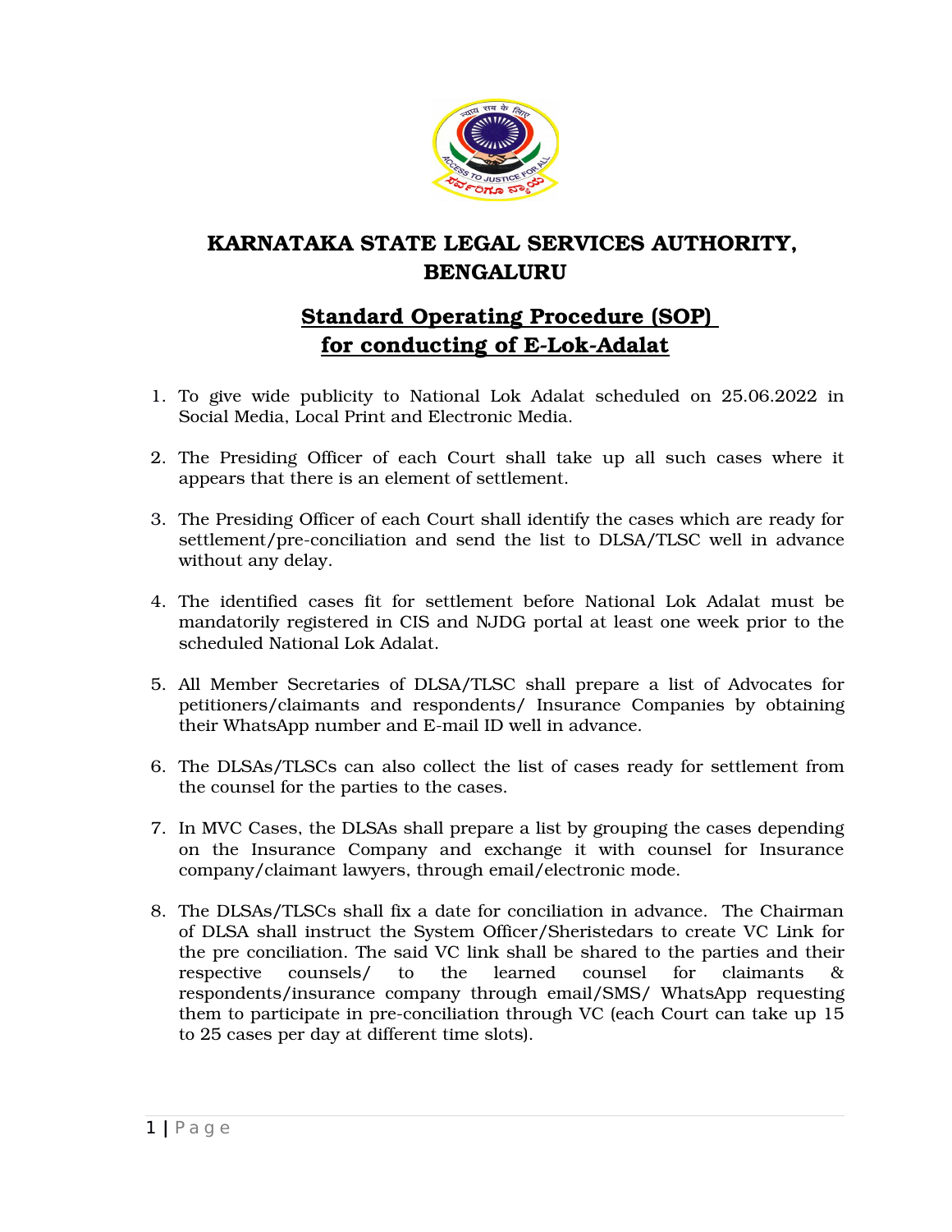# KARNATAKA STATE LEGAL SERVICES AUTHORITY, BENGALURU

## Standard Operating Procedure (SOP) for conducting of E-Lok-Adalat

1. To give wide publicity to National Lok Adalat scheduled on 25.06.2022 in Social Media, Local Print and Electronic Media.

2. The Presiding Officer of each Court shall take up all such cases where it appears that there is an element of settlement.

3. The Presiding Officer of each Court shall identify the cases which are ready for settlement/pre-conciliation and send the list to DLSA/TLSC well in advance without any delay.

4. The identified cases fit for settlement before National Lok Adalat must be mandatorily registered in CIS and NJDG portal at least one week prior to the scheduled National Lok Adalat.

5. All Member Secretaries of DLSA/TLSC shall prepare a list of Advocates for petitioners/claimants and respondents/ Insurance Companies by obtaining their WhatsApp number and E-mail ID well in advance.

6. The DLSAs/TLSCs can also collect the list of cases ready for settlement from the counsel for the parties to the cases.

7. In MVC Cases, the DLSAs shall prepare a list by grouping the cases depending on the Insurance Company and exchange it with counsel for Insurance company/claimant lawyers, through email/electronic mode.

8. The DLSAs/TLSCs shall fix a date for conciliation in advance. The Chairman of DLSA shall instruct the System Officer/Sheristedars to create VC Link for the pre conciliation. The said VC link shall be shared to the parties and their respective counsels/ to the learned counsel for claimants & respondents/insurance company through email/SMS/ WhatsApp requesting them to participate in pre-conciliation through VC (each Court can take up 15 to 25 cases per day at different time slots).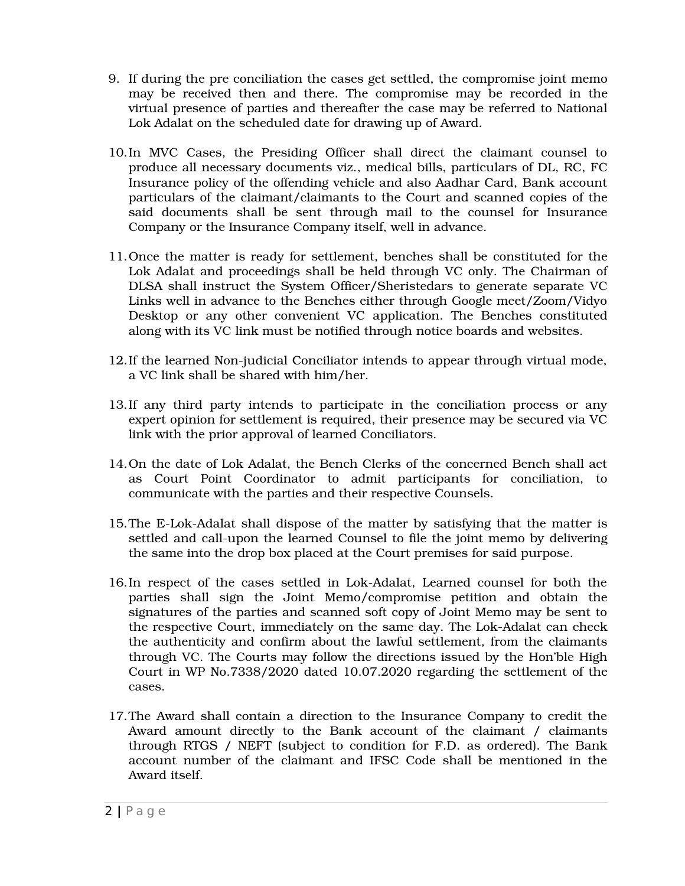9. If during the pre conciliation the cases get settled, the compromise joint memo may be received then and there. The compromise may be recorded in the virtual presence of parties and thereafter the case may be referred to National Lok Adalat on the scheduled date for drawing up of Award.

10. In MVC Cases, the Presiding Officer shall direct the claimant counsel to produce all necessary documents viz., medical bills, particulars of DL, RC, FC Insurance policy of the offending vehicle and also Aadhar Card, Bank account particulars of the claimant/claimants to the Court and scanned copies of the said documents shall be sent through mail to the counsel for Insurance Company or the Insurance Company itself, well in advance.

11. Once the matter is ready for settlement, benches shall be constituted for the Lok Adalat and proceedings shall be held through VC only. The Chairman of DLSA shall instruct the System Officer/Sheristedars to generate separate VC Links well in advance to the Benches either through Google meet/Zoom/Vidyo Desktop or any other convenient VC application. The Benches constituted along with its VC link must be notified through notice boards and websites.

12. If the learned Non-judicial Conciliator intends to appear through virtual mode, a VC link shall be shared with him/her.

13. If any third party intends to participate in the conciliation process or any expert opinion for settlement is required, their presence may be secured via VC link with the prior approval of learned Conciliators.

14. On the date of Lok Adalat, the Bench Clerks of the concerned Bench shall act as Court Point Coordinator to admit participants for conciliation, to communicate with the parties and their respective Counsels.

15. The E-Lok-Adalat shall dispose of the matter by satisfying that the matter is settled and call-upon the learned Counsel to file the joint memo by delivering the same into the drop box placed at the Court premises for said purpose.

16. In respect of the cases settled in Lok-Adalat, Learned counsel for both the parties shall sign the Joint Memo/compromise petition and obtain the signatures of the parties and scanned soft copy of Joint Memo may be sent to the respective Court, immediately on the same day. The Lok-Adalat can check the authenticity and confirm about the lawful settlement, from the claimants through VC. The Courts may follow the directions issued by the Hon'ble High Court in WP No.7338/2020 dated 10.07.2020 regarding the settlement of the cases.

17. The Award shall contain a direction to the Insurance Company to credit the Award amount directly to the Bank account of the claimant / claimants through RTGS / NEFT (subject to condition for F.D. as ordered). The Bank account number of the claimant and IFSC Code shall be mentioned in the Award itself.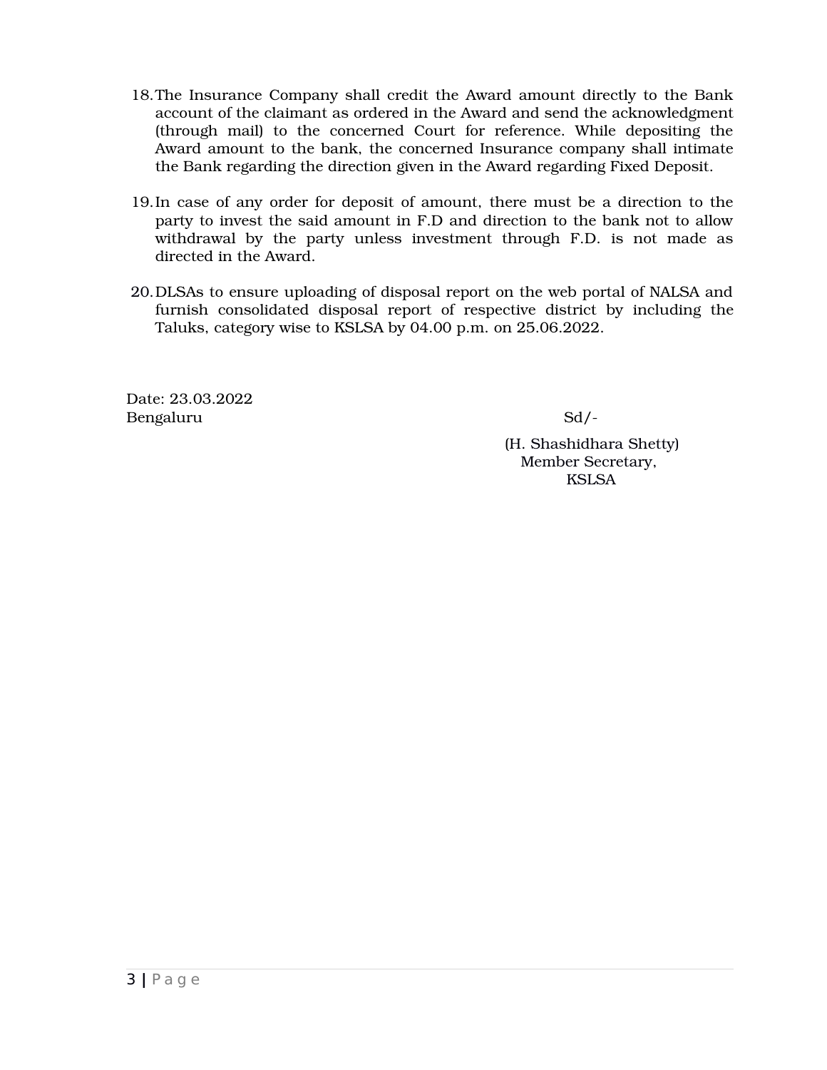18. The Insurance Company shall credit the Award amount directly to the Bank account of the claimant as ordered in the Award and send the acknowledgment (through mail) to the concerned Court for reference. While depositing the Award amount to the bank, the concerned Insurance company shall intimate the Bank regarding the direction given in the Award regarding Fixed Deposit.

19. In case of any order for deposit of amount, there must be a direction to the party to invest the said amount in F.D and direction to the bank not to allow withdrawal by the party unless investment through F.D. is not made as directed in the Award.

20. DLSAs to ensure uploading of disposal report on the web portal of NALSA and furnish consolidated disposal report of respective district by including the Taluks, category wise to KSLSA by 04.00 p.m. on 25.06.2022.

Date: 23.03.2022
Bengaluru

Sd/-

(H. Shashidhara Shetty)
Member Secretary,
KSLSA